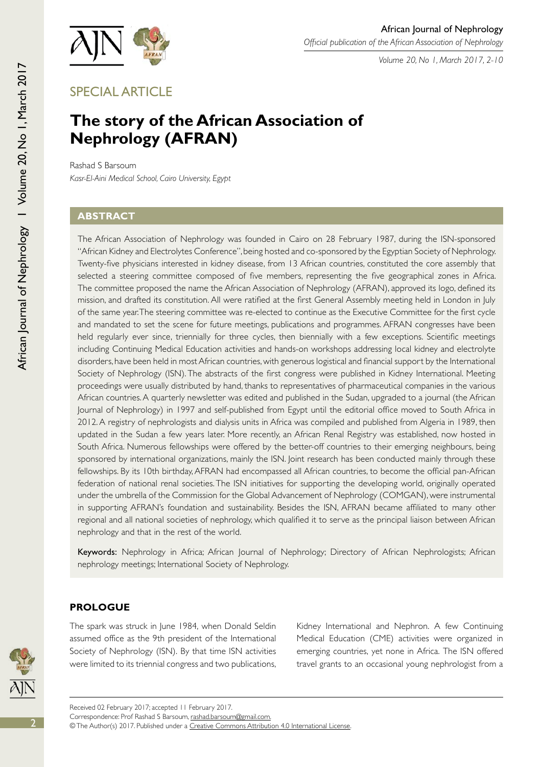SPECIAL ARTICLE

# The story of the African Association of Nephrology (AFRAN)

Rashad S Barsoum

*Kasr-El-Aini Medical School, Cairo University, Egypt*

## ABSTRACT

The African Association of Nephrology was founded in Cairo on 28 February 1987, during the ISN-sponsored "African Kidney and Electrolytes Conference", being hosted and co-sponsored by the Egyptian Society of Nephrology. Twenty-five physicians interested in kidney disease, from 13 African countries, constituted the core assembly that selected a steering committee composed of five members, representing the five geographical zones in Africa. The committee proposed the name the African Association of Nephrology (AFRAN), approved its logo, defined its mission, and drafted its constitution. All were ratified at the first General Assembly meeting held in London in July of the same year. The steering committee was re-elected to continue as the Executive Committee for the first cycle and mandated to set the scene for future meetings, publications and programmes. AFRAN congresses have been held regularly ever since, triennially for three cycles, then biennially with a few exceptions. Scientific meetings including Continuing Medical Education activities and hands-on workshops addressing local kidney and electrolyte disorders, have been held in most African countries, with generous logistical and financial support by the International Society of Nephrology (ISN). The abstracts of the first congress were published in Kidney International. Meeting proceedings were usually distributed by hand, thanks to representatives of pharmaceutical companies in the various African countries. A quarterly newsletter was edited and published in the Sudan, upgraded to a journal (the African Journal of Nephrology) in 1997 and self-published from Egypt until the editorial office moved to South Africa in 2012. A registry of nephrologists and dialysis units in Africa was compiled and published from Algeria in 1989, then updated in the Sudan a few years later. More recently, an African Renal Registry was established, now hosted in South Africa. Numerous fellowships were offered by the better-off countries to their emerging neighbours, being sponsored by international organizations, mainly the ISN. Joint research has been conducted mainly through these fellowships. By its 10th birthday, AFRAN had encompassed all African countries, to become the official pan-African federation of national renal societies. The ISN initiatives for supporting the developing world, originally operated under the umbrella of the Commission for the Global Advancement of Nephrology (COMGAN), were instrumental in supporting AFRAN's foundation and sustainability. Besides the ISN, AFRAN became affiliated to many other regional and all national societies of nephrology, which qualified it to serve as the principal liaison between African nephrology and that in the rest of the world.

**Keywords:** Nephrology in Africa; African Journal of Nephrology; Directory of African Nephrologists; African nephrology meetings; International Society of Nephrology.

## PROLOGUE

The spark was struck in June 1984, when Donald Seldin assumed office as the 9th president of the International Society of Nephrology (ISN). By that time ISN activities were limited to its triennial congress and two publications, Kidney International and Nephron. A few Continuing Medical Education (CME) activities were organized in emerging countries, yet none in Africa. The ISN offered travel grants to an occasional young nephrologist from a

Received 02 February 2017; accepted 11 February 2017.

Correspondence: Prof Rashad S Barsoum, rashad.barsoum@gmail.com.

© The Author(s) 2017. Published under a Creative Commons Attribution 4.0 International License.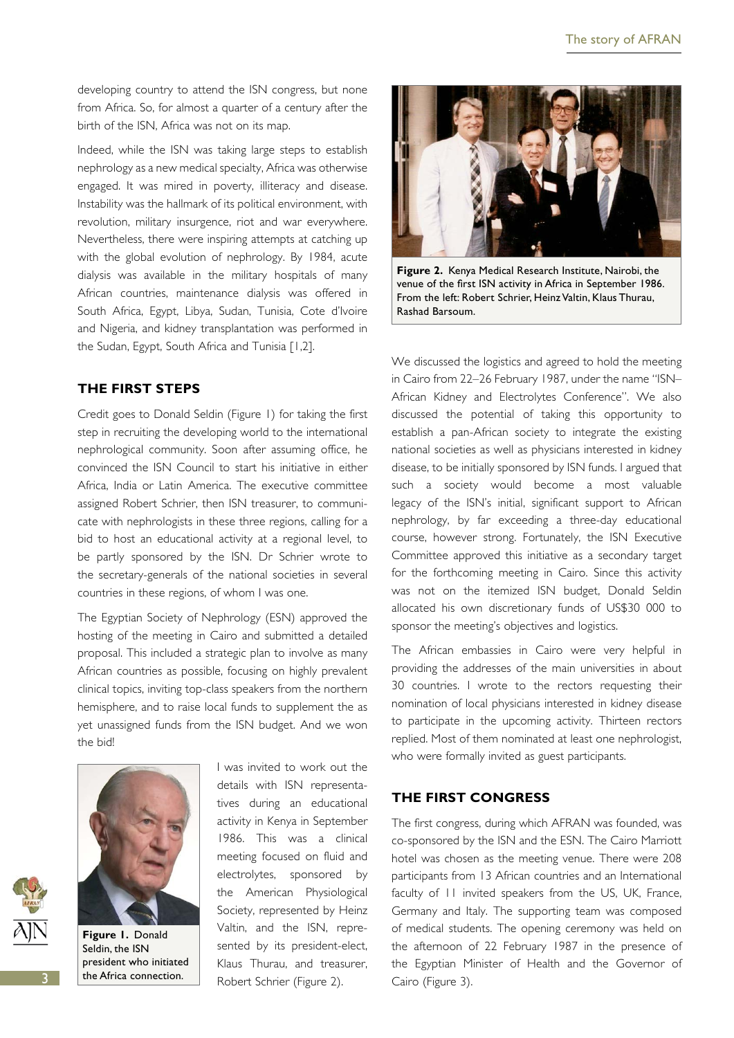developing country to attend the ISN congress, but none from Africa. So, for almost a quarter of a century after the birth of the ISN, Africa was not on its map.

Indeed, while the ISN was taking large steps to establish nephrology as a new medical specialty, Africa was otherwise engaged. It was mired in poverty, illiteracy and disease. Instability was the hallmark of its political environment, with revolution, military insurgence, riot and war everywhere. Nevertheless, there were inspiring attempts at catching up with the global evolution of nephrology. By 1984, acute dialysis was available in the military hospitals of many African countries, maintenance dialysis was offered in South Africa, Egypt, Libya, Sudan, Tunisia, Cote d'Ivoire and Nigeria, and kidney transplantation was performed in the Sudan, Egypt, South Africa and Tunisia [1,2].

## THE FIRST STEPS

Credit goes to Donald Seldin (Figure 1) for taking the first step in recruiting the developing world to the international nephrological community. Soon after assuming office, he convinced the ISN Council to start his initiative in either Africa, India or Latin America. The executive committee assigned Robert Schrier, then ISN treasurer, to communicate with nephrologists in these three regions, calling for a bid to host an educational activity at a regional level, to be partly sponsored by the ISN. Dr Schrier wrote to the secretary-generals of the national societies in several countries in these regions, of whom I was one.

The Egyptian Society of Nephrology (ESN) approved the hosting of the meeting in Cairo and submitted a detailed proposal. This included a strategic plan to involve as many African countries as possible, focusing on highly prevalent clinical topics, inviting top-class speakers from the northern hemisphere, and to raise local funds to supplement the as yet unassigned funds from the ISN budget. And we won the bid!

**Figure 1.** Donald Seldin, the ISN president who initiated the Africa connection.

I was invited to work out the details with ISN representatives during an educational activity in Kenya in September 1986. This was a clinical meeting focused on fluid and electrolytes, sponsored by the American Physiological Society, represented by Heinz Valtin, and the ISN, represented by its president-elect, Klaus Thurau, and treasurer, Robert Schrier (Figure 2).

**Figure 2.** Kenya Medical Research Institute, Nairobi, the venue of the first ISN activity in Africa in September 1986. From the left: Robert Schrier, Heinz Valtin, Klaus Thurau, Rashad Barsoum.

We discussed the logistics and agreed to hold the meeting in Cairo from 22–26 February 1987, under the name "ISN–African Kidney and Electrolytes Conference". We also discussed the potential of taking this opportunity to establish a pan-African society to integrate the existing national societies as well as physicians interested in kidney disease, to be initially sponsored by ISN funds. I argued that such a society would become a most valuable legacy of the ISN's initial, significant support to African nephrology, by far exceeding a three-day educational course, however strong. Fortunately, the ISN Executive Committee approved this initiative as a secondary target for the forthcoming meeting in Cairo. Since this activity was not on the itemized ISN budget, Donald Seldin allocated his own discretionary funds of US$30 000 to sponsor the meeting's objectives and logistics.

The African embassies in Cairo were very helpful in providing the addresses of the main universities in about 30 countries. I wrote to the rectors requesting their nomination of local physicians interested in kidney disease to participate in the upcoming activity. Thirteen rectors replied. Most of them nominated at least one nephrologist, who were formally invited as guest participants.

## THE FIRST CONGRESS

The first congress, during which AFRAN was founded, was co-sponsored by the ISN and the ESN. The Cairo Marriott hotel was chosen as the meeting venue. There were 208 participants from 13 African countries and an International faculty of 11 invited speakers from the US, UK, France, Germany and Italy. The supporting team was composed of medical students. The opening ceremony was held on the afternoon of 22 February 1987 in the presence of the Egyptian Minister of Health and the Governor of Cairo (Figure 3).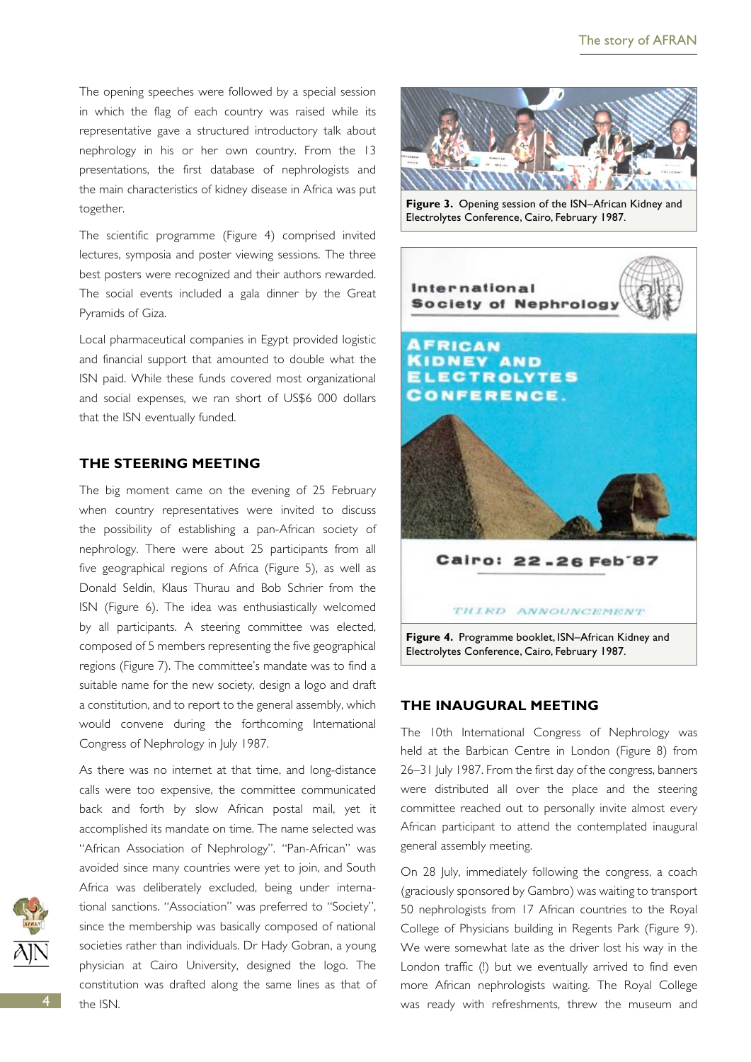The opening speeches were followed by a special session in which the flag of each country was raised while its representative gave a structured introductory talk about nephrology in his or her own country. From the 13 presentations, the first database of nephrologists and the main characteristics of kidney disease in Africa was put together.

The scientific programme (Figure 4) comprised invited lectures, symposia and poster viewing sessions. The three best posters were recognized and their authors rewarded. The social events included a gala dinner by the Great Pyramids of Giza.

Local pharmaceutical companies in Egypt provided logistic and financial support that amounted to double what the ISN paid. While these funds covered most organizational and social expenses, we ran short of US$6 000 dollars that the ISN eventually funded.

## THE STEERING MEETING

The big moment came on the evening of 25 February when country representatives were invited to discuss the possibility of establishing a pan-African society of nephrology. There were about 25 participants from all five geographical regions of Africa (Figure 5), as well as Donald Seldin, Klaus Thurau and Bob Schrier from the ISN (Figure 6). The idea was enthusiastically welcomed by all participants. A steering committee was elected, composed of 5 members representing the five geographical regions (Figure 7). The committee's mandate was to find a suitable name for the new society, design a logo and draft a constitution, and to report to the general assembly, which would convene during the forthcoming International Congress of Nephrology in July 1987.

As there was no internet at that time, and long-distance calls were too expensive, the committee communicated back and forth by slow African postal mail, yet it accomplished its mandate on time. The name selected was "African Association of Nephrology". "Pan-African" was avoided since many countries were yet to join, and South Africa was deliberately excluded, being under international sanctions. "Association" was preferred to "Society", since the membership was basically composed of national societies rather than individuals. Dr Hady Gobran, a young physician at Cairo University, designed the logo. The constitution was drafted along the same lines as that of the ISN.

**Figure 3.** Opening session of the ISN–African Kidney and Electrolytes Conference, Cairo, February 1987.

**Figure 4.** Programme booklet, ISN–African Kidney and Electrolytes Conference, Cairo, February 1987.

## THE INAUGURAL MEETING

The 10th International Congress of Nephrology was held at the Barbican Centre in London (Figure 8) from 26–31 July 1987. From the first day of the congress, banners were distributed all over the place and the steering committee reached out to personally invite almost every African participant to attend the contemplated inaugural general assembly meeting.

On 28 July, immediately following the congress, a coach (graciously sponsored by Gambro) was waiting to transport 50 nephrologists from 17 African countries to the Royal College of Physicians building in Regents Park (Figure 9). We were somewhat late as the driver lost his way in the London traffic (!) but we eventually arrived to find even more African nephrologists waiting. The Royal College was ready with refreshments, threw the museum and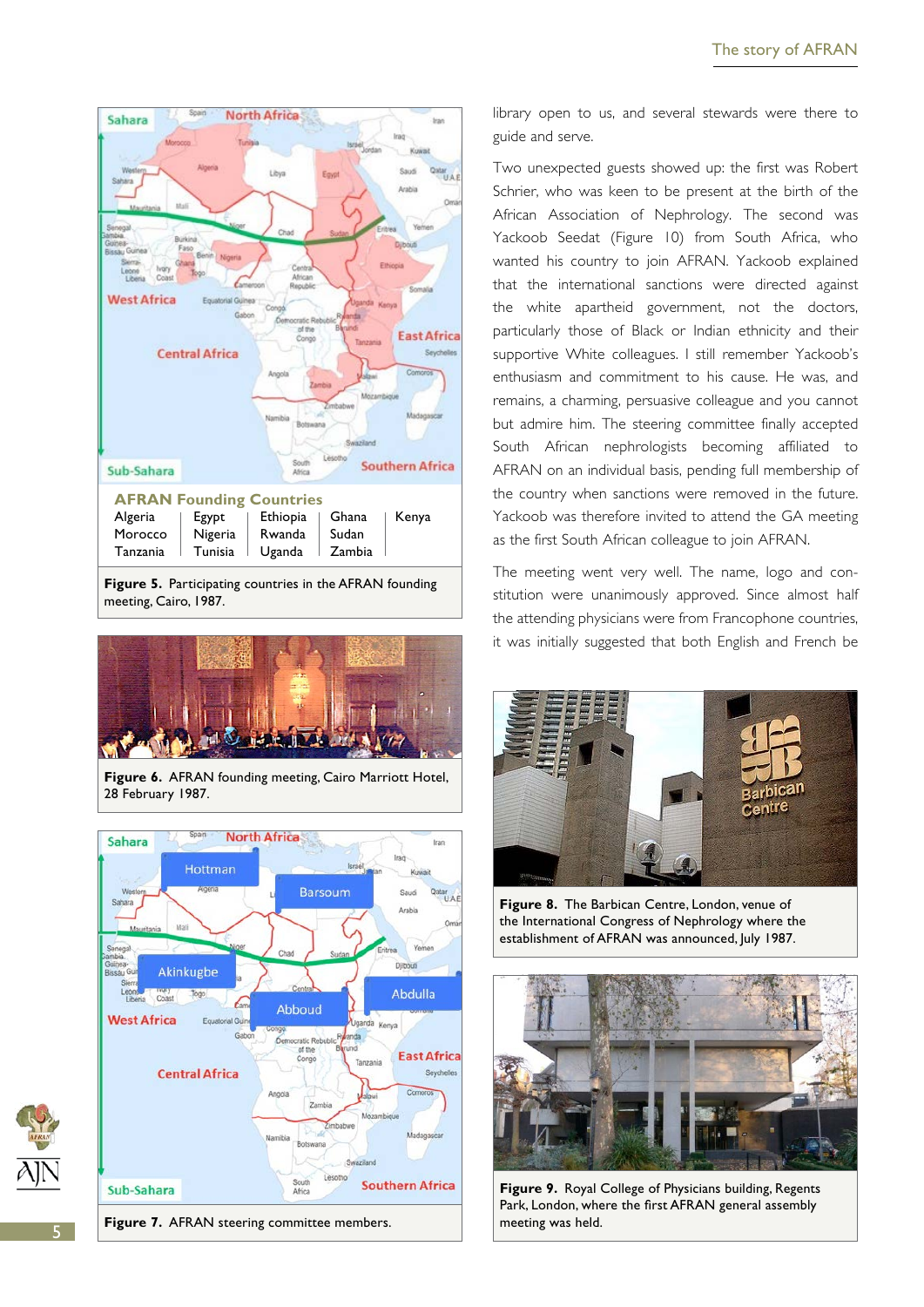**AFRAN Founding Countries**

| Algeria | Egypt | Ethiopia | Ghana | Kenya |
|---|---|---|---|---|
| Morocco | Nigeria | Rwanda | Sudan | |
| Tanzania | Tunisia | Uganda | Zambia | |

**Figure 5.** Participating countries in the AFRAN founding meeting, Cairo, 1987.

**Figure 6.** AFRAN founding meeting, Cairo Marriott Hotel, 28 February 1987.

**Figure 7.** AFRAN steering committee members.

library open to us, and several stewards were there to guide and serve.

Two unexpected guests showed up: the first was Robert Schrier, who was keen to be present at the birth of the African Association of Nephrology. The second was Yackoob Seedat (Figure 10) from South Africa, who wanted his country to join AFRAN. Yackoob explained that the international sanctions were directed against the white apartheid government, not the doctors, particularly those of Black or Indian ethnicity and their supportive White colleagues. I still remember Yackoob's enthusiasm and commitment to his cause. He was, and remains, a charming, persuasive colleague and you cannot but admire him. The steering committee finally accepted South African nephrologists becoming affiliated to AFRAN on an individual basis, pending full membership of the country when sanctions were removed in the future. Yackoob was therefore invited to attend the GA meeting as the first South African colleague to join AFRAN.

The meeting went very well. The name, logo and constitution were unanimously approved. Since almost half the attending physicians were from Francophone countries, it was initially suggested that both English and French be

**Figure 8.** The Barbican Centre, London, venue of the International Congress of Nephrology where the establishment of AFRAN was announced, July 1987.

**Figure 9.** Royal College of Physicians building, Regents Park, London, where the first AFRAN general assembly meeting was held.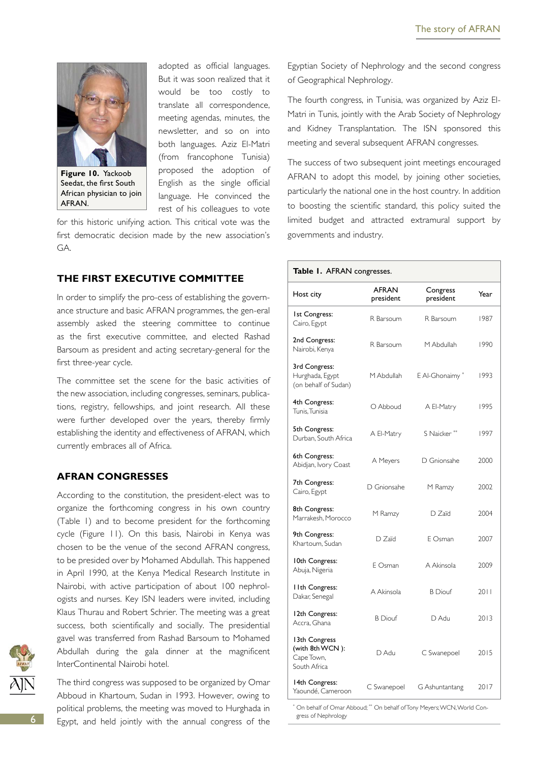Figure 10. Yackoob Seedat, the first South African physician to join AFRAN.

adopted as official languages. But it was soon realized that it would be too costly to translate all correspondence, meeting agendas, minutes, the newsletter, and so on into both languages. Aziz El-Matri (from francophone Tunisia) proposed the adoption of English as the single official language. He convinced the rest of his colleagues to vote for this historic unifying action. This critical vote was the first democratic decision made by the new association's GA.

## THE FIRST EXECUTIVE COMMITTEE

In order to simplify the pro-cess of establishing the govern-ance structure and basic AFRAN programmes, the gen-eral assembly asked the steering committee to continue as the first executive committee, and elected Rashad Barsoum as president and acting secretary-general for the first three-year cycle.

The committee set the scene for the basic activities of the new association, including congresses, seminars, publica-tions, registry, fellowships, and joint research. All these were further developed over the years, thereby firmly establishing the identity and effectiveness of AFRAN, which currently embraces all of Africa.

## AFRAN CONGRESSES

According to the constitution, the president-elect was to organize the forthcoming congress in his own country (Table 1) and to become president for the forthcoming cycle (Figure 11). On this basis, Nairobi in Kenya was chosen to be the venue of the second AFRAN congress, to be presided over by Mohamed Abdullah. This happened in April 1990, at the Kenya Medical Research Institute in Nairobi, with active participation of about 100 nephrol-ogists and nurses. Key ISN leaders were invited, including Klaus Thurau and Robert Schrier. The meeting was a great success, both scientifically and socially. The presidential gavel was transferred from Rashad Barsoum to Mohamed Abdullah during the gala dinner at the magnificent InterContinental Nairobi hotel.

The third congress was supposed to be organized by Omar Abboud in Khartoum, Sudan in 1993. However, owing to political problems, the meeting was moved to Hurghada in Egypt, and held jointly with the annual congress of the Egyptian Society of Nephrology and the second congress of Geographical Nephrology.

The fourth congress, in Tunisia, was organized by Aziz El-Matri in Tunis, jointly with the Arab Society of Nephrology and Kidney Transplantation. The ISN sponsored this meeting and several subsequent AFRAN congresses.

The success of two subsequent joint meetings encouraged AFRAN to adopt this model, by joining other societies, particularly the national one in the host country. In addition to boosting the scientific standard, this policy suited the limited budget and attracted extramural support by governments and industry.

**Table 1.** AFRAN congresses.

| Host city | AFRAN president | Congress president | Year |
|---|---|---|---|
| 1st Congress: Cairo, Egypt | R Barsoum | R Barsoum | 1987 |
| 2nd Congress: Nairobi, Kenya | R Barsoum | M Abdullah | 1990 |
| 3rd Congress: Hurghada, Egypt (on behalf of Sudan) | M Abdullah | E Al-Ghonaimy * | 1993 |
| 4th Congress: Tunis, Tunisia | O Abboud | A El-Matry | 1995 |
| 5th Congress: Durban, South Africa | A El-Matry | S Naicker ** | 1997 |
| 6th Congress: Abidjan, Ivory Coast | A Meyers | D Gnionsahe | 2000 |
| 7th Congress: Cairo, Egypt | D Gnionsahe | M Ramzy | 2002 |
| 8th Congress: Marrakesh, Morocco | M Ramzy | D Zaïd | 2004 |
| 9th Congress: Khartoum, Sudan | D Zaïd | E Osman | 2007 |
| 10th Congress: Abuja, Nigeria | E Osman | A Akinsola | 2009 |
| 11th Congress: Dakar, Senegal | A Akinsola | B Diouf | 2011 |
| 12th Congress: Accra, Ghana | B Diouf | D Adu | 2013 |
| 13th Congress (with 8th WCN): Cape Town, South Africa | D Adu | C Swanepoel | 2015 |
| 14th Congress: Yaoundé, Cameroon | C Swanepoel | G Ashuntantang | 2017 |

* On behalf of Omar Abboud; ** On behalf of Tony Meyers; WCN, World Congress of Nephrology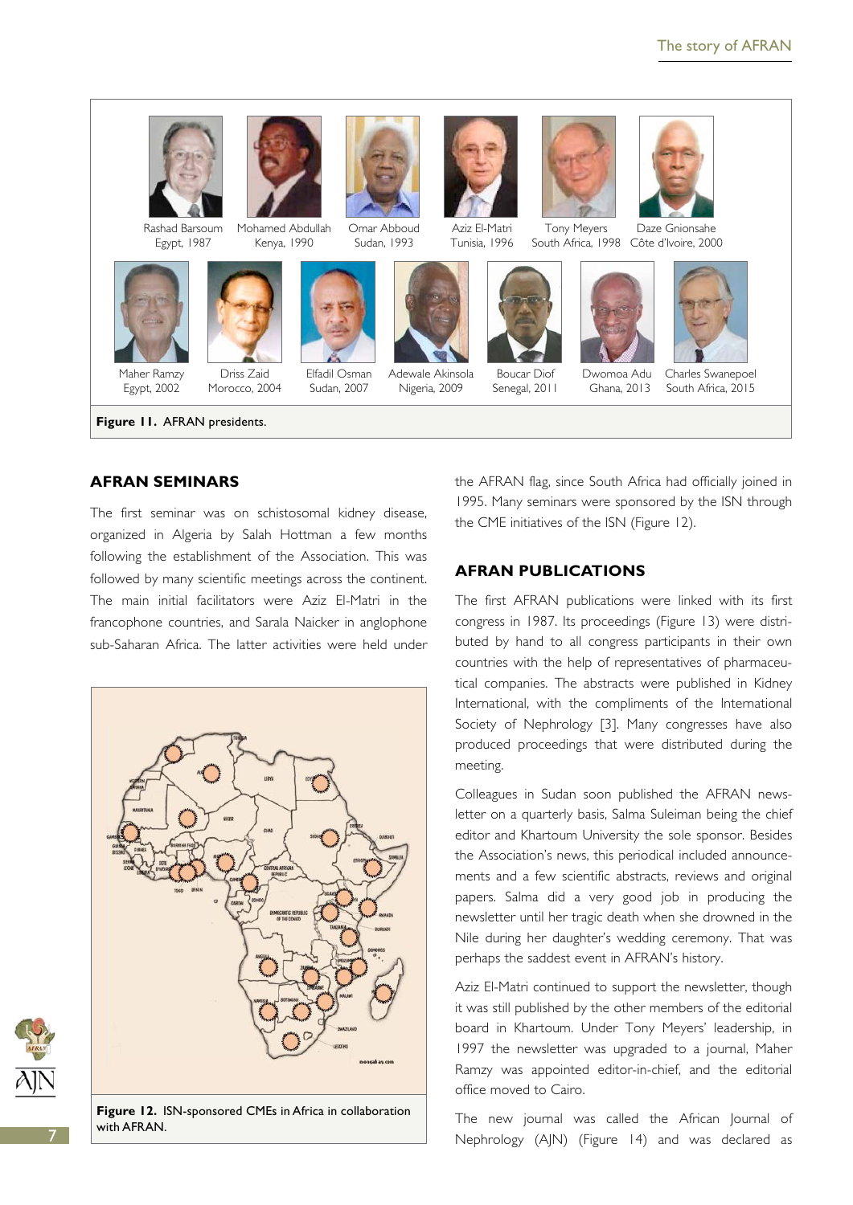Rashad Barsoum
Egypt, 1987

Mohamed Abdullah
Kenya, 1990

Omar Abboud
Sudan, 1993

Aziz El-Matri
Tunisia, 1996

Tony Meyers
South Africa, 1998

Daze Gnionsahe
Côte d'Ivoire, 2000

Maher Ramzy
Egypt, 2002

Driss Zaid
Morocco, 2004

Elfadil Osman
Sudan, 2007

Adewale Akinsola
Nigeria, 2009

Boucar Diof
Senegal, 2011

Dwomoa Adu
Ghana, 2013

Charles Swanepoel
South Africa, 2015

**Figure 11.** AFRAN presidents.

## AFRAN SEMINARS

The first seminar was on schistosomal kidney disease, organized in Algeria by Salah Hottman a few months following the establishment of the Association. This was followed by many scientific meetings across the continent. The main initial facilitators were Aziz El-Matri in the francophone countries, and Sarala Naicker in anglophone sub-Saharan Africa. The latter activities were held under the AFRAN flag, since South Africa had officially joined in 1995. Many seminars were sponsored by the ISN through the CME initiatives of the ISN (Figure 12).

**Figure 12.** ISN-sponsored CMEs in Africa in collaboration with AFRAN.

## AFRAN PUBLICATIONS

The first AFRAN publications were linked with its first congress in 1987. Its proceedings (Figure 13) were distributed by hand to all congress participants in their own countries with the help of representatives of pharmaceutical companies. The abstracts were published in Kidney International, with the compliments of the International Society of Nephrology [3]. Many congresses have also produced proceedings that were distributed during the meeting.

Colleagues in Sudan soon published the AFRAN newsletter on a quarterly basis, Salma Suleiman being the chief editor and Khartoum University the sole sponsor. Besides the Association's news, this periodical included announcements and a few scientific abstracts, reviews and original papers. Salma did a very good job in producing the newsletter until her tragic death when she drowned in the Nile during her daughter's wedding ceremony. That was perhaps the saddest event in AFRAN's history.

Aziz El-Matri continued to support the newsletter, though it was still published by the other members of the editorial board in Khartoum. Under Tony Meyers' leadership, in 1997 the newsletter was upgraded to a journal, Maher Ramzy was appointed editor-in-chief, and the editorial office moved to Cairo.

The new journal was called the African Journal of Nephrology (AJN) (Figure 14) and was declared as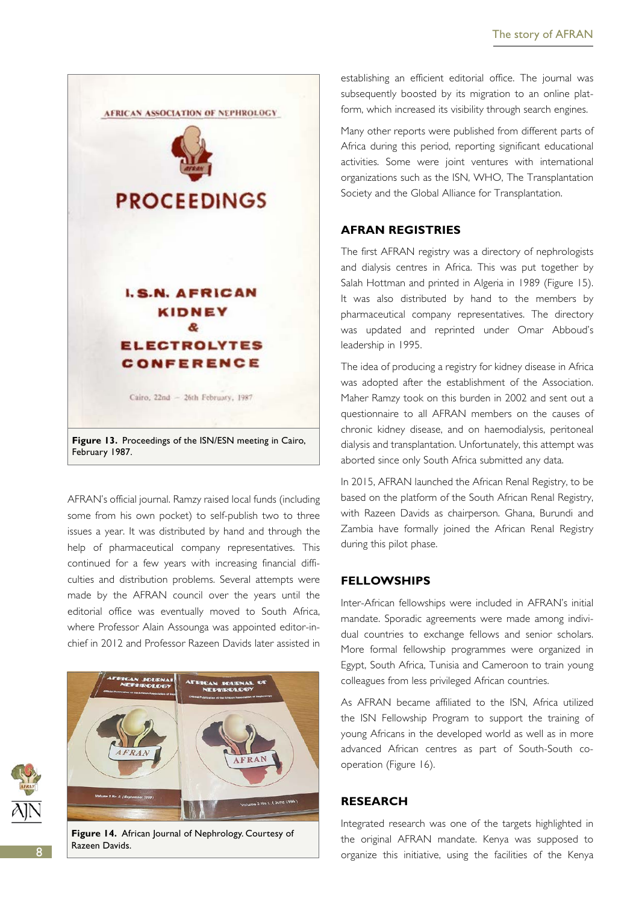Figure 13. Proceedings of the ISN/ESN meeting in Cairo, February 1987.

AFRAN's official journal. Ramzy raised local funds (including some from his own pocket) to self-publish two to three issues a year. It was distributed by hand and through the help of pharmaceutical company representatives. This continued for a few years with increasing financial difficulties and distribution problems. Several attempts were made by the AFRAN council over the years until the editorial office was eventually moved to South Africa, where Professor Alain Assounga was appointed editor-in-chief in 2012 and Professor Razeen Davids later assisted in establishing an efficient editorial office. The journal was subsequently boosted by its migration to an online platform, which increased its visibility through search engines.

Figure 14. African Journal of Nephrology. Courtesy of Razeen Davids.

Many other reports were published from different parts of Africa during this period, reporting significant educational activities. Some were joint ventures with international organizations such as the ISN, WHO, The Transplantation Society and the Global Alliance for Transplantation.

## AFRAN REGISTRIES

The first AFRAN registry was a directory of nephrologists and dialysis centres in Africa. This was put together by Salah Hottman and printed in Algeria in 1989 (Figure 15). It was also distributed by hand to the members by pharmaceutical company representatives. The directory was updated and reprinted under Omar Abboud's leadership in 1995.

The idea of producing a registry for kidney disease in Africa was adopted after the establishment of the Association. Maher Ramzy took on this burden in 2002 and sent out a questionnaire to all AFRAN members on the causes of chronic kidney disease, and on haemodialysis, peritoneal dialysis and transplantation. Unfortunately, this attempt was aborted since only South Africa submitted any data.

In 2015, AFRAN launched the African Renal Registry, to be based on the platform of the South African Renal Registry, with Razeen Davids as chairperson. Ghana, Burundi and Zambia have formally joined the African Renal Registry during this pilot phase.

## FELLOWSHIPS

Inter-African fellowships were included in AFRAN's initial mandate. Sporadic agreements were made among individual countries to exchange fellows and senior scholars. More formal fellowship programmes were organized in Egypt, South Africa, Tunisia and Cameroon to train young colleagues from less privileged African countries.

As AFRAN became affiliated to the ISN, Africa utilized the ISN Fellowship Program to support the training of young Africans in the developed world as well as in more advanced African centres as part of South-South co-operation (Figure 16).

## RESEARCH

Integrated research was one of the targets highlighted in the original AFRAN mandate. Kenya was supposed to organize this initiative, using the facilities of the Kenya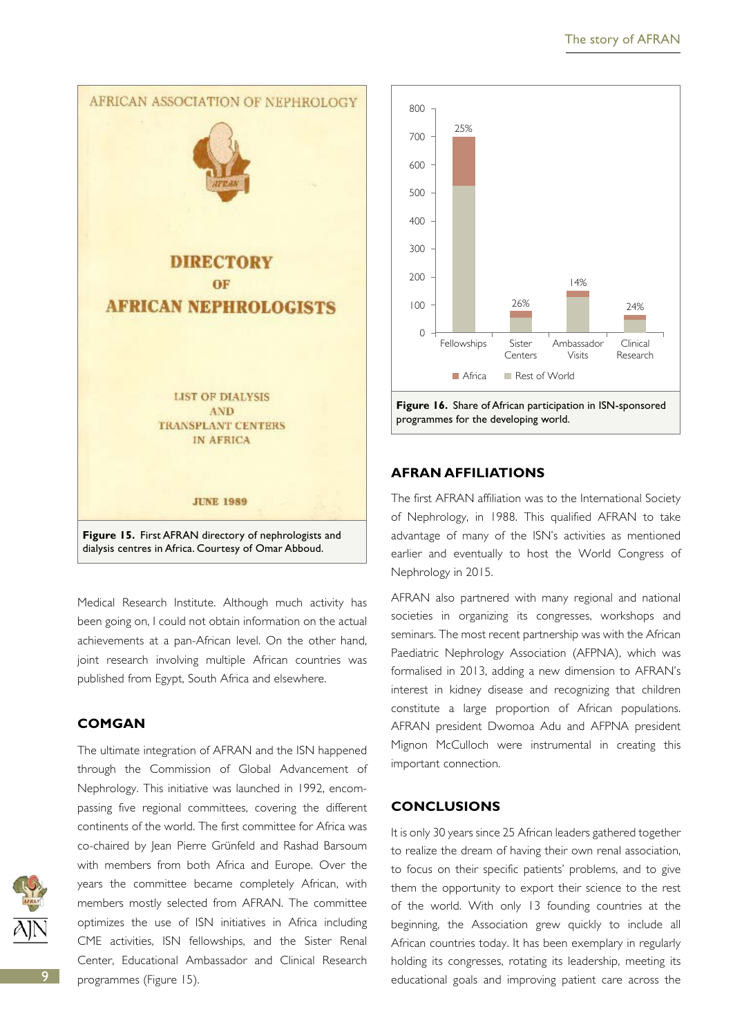Figure 15. First AFRAN directory of nephrologists and dialysis centres in Africa. Courtesy of Omar Abboud.

Figure 16. Share of African participation in ISN-sponsored programmes for the developing world.

Medical Research Institute. Although much activity has been going on, I could not obtain information on the actual achievements at a pan-African level. On the other hand, joint research involving multiple African countries was published from Egypt, South Africa and elsewhere.

## COMGAN

The ultimate integration of AFRAN and the ISN happened through the Commission of Global Advancement of Nephrology. This initiative was launched in 1992, encompassing five regional committees, covering the different continents of the world. The first committee for Africa was co-chaired by Jean Pierre Grünfeld and Rashad Barsoum with members from both Africa and Europe. Over the years the committee became completely African, with members mostly selected from AFRAN. The committee optimizes the use of ISN initiatives in Africa including CME activities, ISN fellowships, and the Sister Renal Center, Educational Ambassador and Clinical Research programmes (Figure 15).

## AFRAN AFFILIATIONS

The first AFRAN affiliation was to the International Society of Nephrology, in 1988. This qualified AFRAN to take advantage of many of the ISN's activities as mentioned earlier and eventually to host the World Congress of Nephrology in 2015.

AFRAN also partnered with many regional and national societies in organizing its congresses, workshops and seminars. The most recent partnership was with the African Paediatric Nephrology Association (AFPNA), which was formalised in 2013, adding a new dimension to AFRAN's interest in kidney disease and recognizing that children constitute a large proportion of African populations. AFRAN president Dwomoa Adu and AFPNA president Mignon McCulloch were instrumental in creating this important connection.

## CONCLUSIONS

It is only 30 years since 25 African leaders gathered together to realize the dream of having their own renal association, to focus on their specific patients' problems, and to give them the opportunity to export their science to the rest of the world. With only 13 founding countries at the beginning, the Association grew quickly to include all African countries today. It has been exemplary in regularly holding its congresses, rotating its leadership, meeting its educational goals and improving patient care across the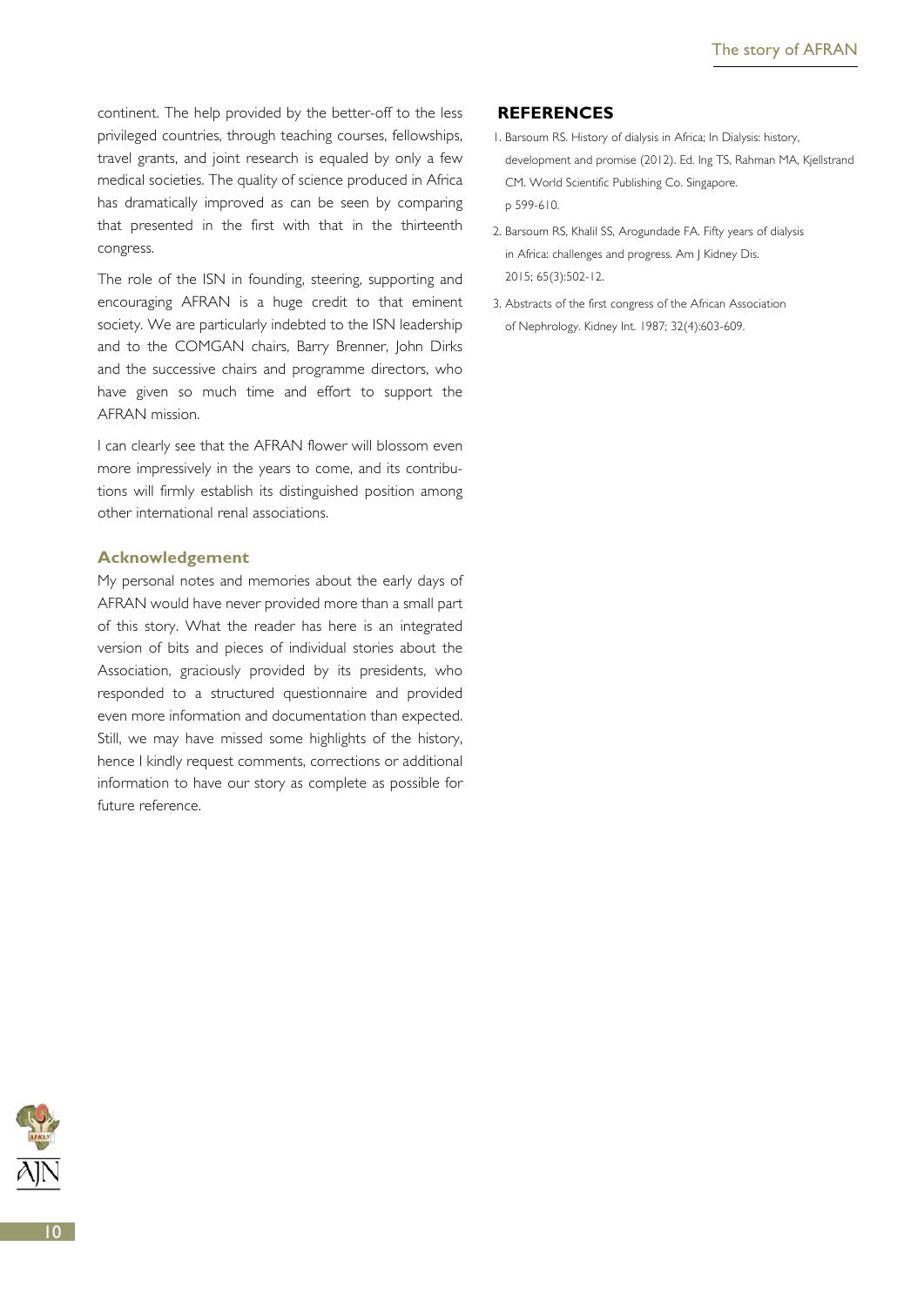continent. The help provided by the better-off to the less privileged countries, through teaching courses, fellowships, travel grants, and joint research is equaled by only a few medical societies. The quality of science produced in Africa has dramatically improved as can be seen by comparing that presented in the first with that in the thirteenth congress.

The role of the ISN in founding, steering, supporting and encouraging AFRAN is a huge credit to that eminent society. We are particularly indebted to the ISN leadership and to the COMGAN chairs, Barry Brenner, John Dirks and the successive chairs and programme directors, who have given so much time and effort to support the AFRAN mission.

I can clearly see that the AFRAN flower will blossom even more impressively in the years to come, and its contributions will firmly establish its distinguished position among other international renal associations.

### Acknowledgement

My personal notes and memories about the early days of AFRAN would have never provided more than a small part of this story. What the reader has here is an integrated version of bits and pieces of individual stories about the Association, graciously provided by its presidents, who responded to a structured questionnaire and provided even more information and documentation than expected. Still, we may have missed some highlights of the history, hence I kindly request comments, corrections or additional information to have our story as complete as possible for future reference.

## REFERENCES

1. Barsoum RS. History of dialysis in Africa; In Dialysis: history, development and promise (2012). Ed. Ing TS, Rahman MA, Kjellstrand CM. World Scientific Publishing Co. Singapore. p 599-610.
2. Barsoum RS, Khalil SS, Arogundade FA. Fifty years of dialysis in Africa: challenges and progress. Am J Kidney Dis. 2015; 65(3):502-12.
3. Abstracts of the first congress of the African Association of Nephrology. Kidney Int. 1987; 32(4):603-609.